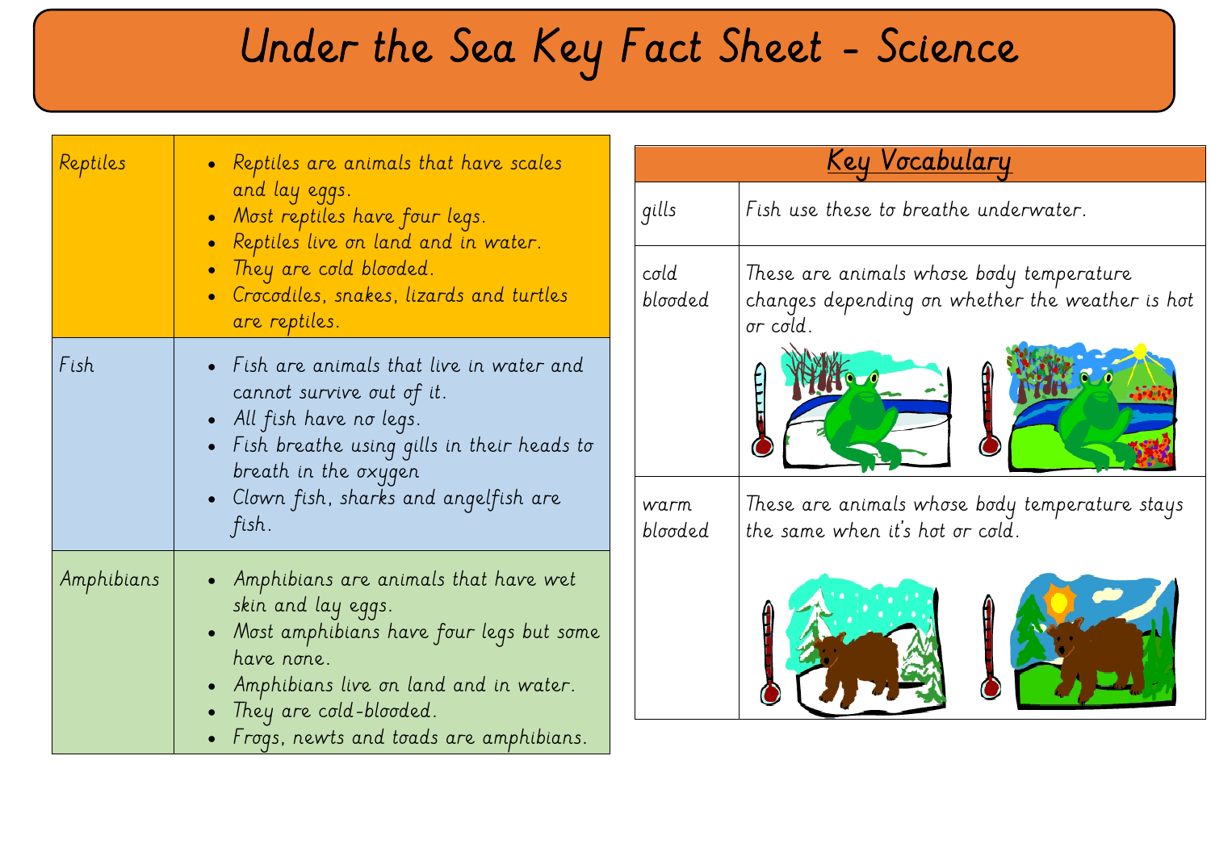# Under the Sea Key Fact Sheet - Science

| | |
|---|---|
| Reptiles | • Reptiles are animals that have scales and lay eggs.<br>• Most reptiles have four legs.<br>• Reptiles live on land and in water.<br>• They are cold blooded.<br>• Crocodiles, snakes, lizards and turtles are reptiles. |
| Fish | • Fish are animals that live in water and cannot survive out of it.<br>• All fish have no legs.<br>• Fish breathe using gills in their heads to breath in the oxygen<br>• Clown fish, sharks and angelfish are fish. |
| Amphibians | • Amphibians are animals that have wet skin and lay eggs.<br>• Most amphibians have four legs but some have none.<br>• Amphibians live on land and in water.<br>• They are cold-blooded.<br>• Frogs, newts and toads are amphibians. |

| Key Vocabulary | |
|---|---|
| gills | Fish use these to breathe underwater. |
| cold blooded | These are animals whose body temperature changes depending on whether the weather is hot or cold. |
| warm blooded | These are animals whose body temperature stays the same when it's hot or cold. |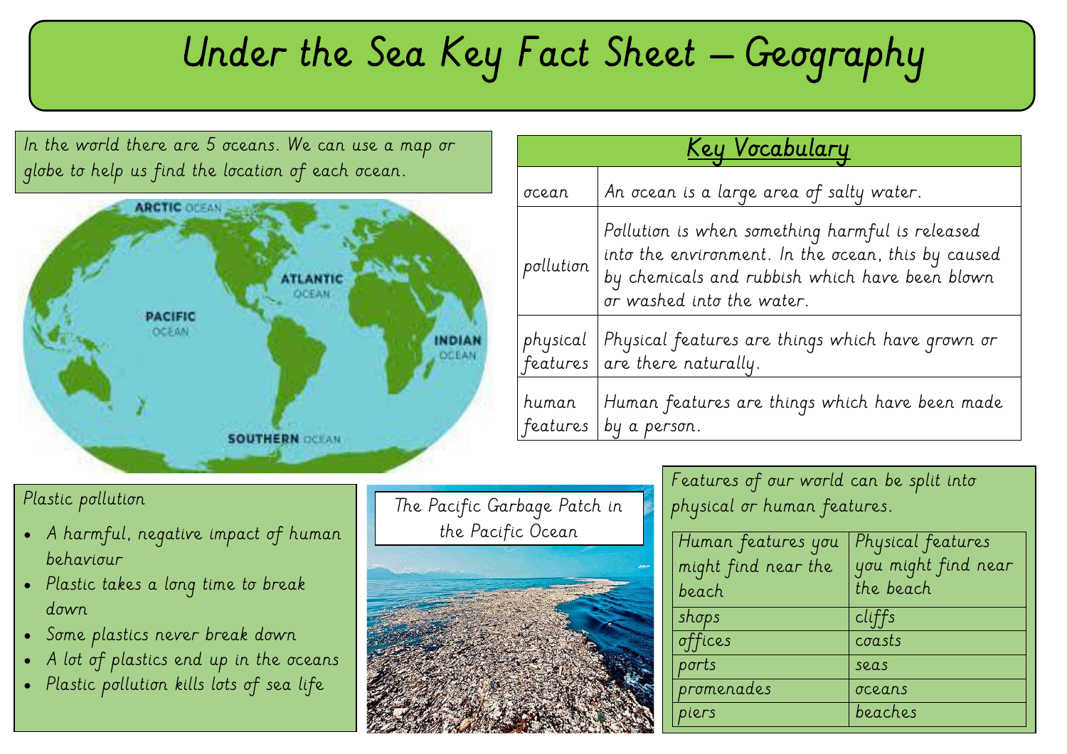# Under the Sea Key Fact Sheet – Geography

In the world there are 5 oceans. We can use a map or globe to help us find the location of each ocean.

ARCTIC OCEAN

ATLANTIC OCEAN

PACIFIC OCEAN

INDIAN OCEAN

SOUTHERN OCEAN

| Key Vocabulary | |
|---|---|
| ocean | An ocean is a large area of salty water. |
| pollution | Pollution is when something harmful is released into the environment. In the ocean, this by caused by chemicals and rubbish which have been blown or washed into the water. |
| physical features | Physical features are things which have grown or are there naturally. |
| human features | Human features are things which have been made by a person. |

Plastic pollution

- A harmful, negative impact of human behaviour
- Plastic takes a long time to break down
- Some plastics never break down
- A lot of plastics end up in the oceans
- Plastic pollution kills lots of sea life

The Pacific Garbage Patch in the Pacific Ocean

Features of our world can be split into physical or human features.

| Human features you might find near the beach | Physical features you might find near the beach |
|---|---|
| shops | cliffs |
| offices | coasts |
| ports | seas |
| promenades | oceans |
| piers | beaches |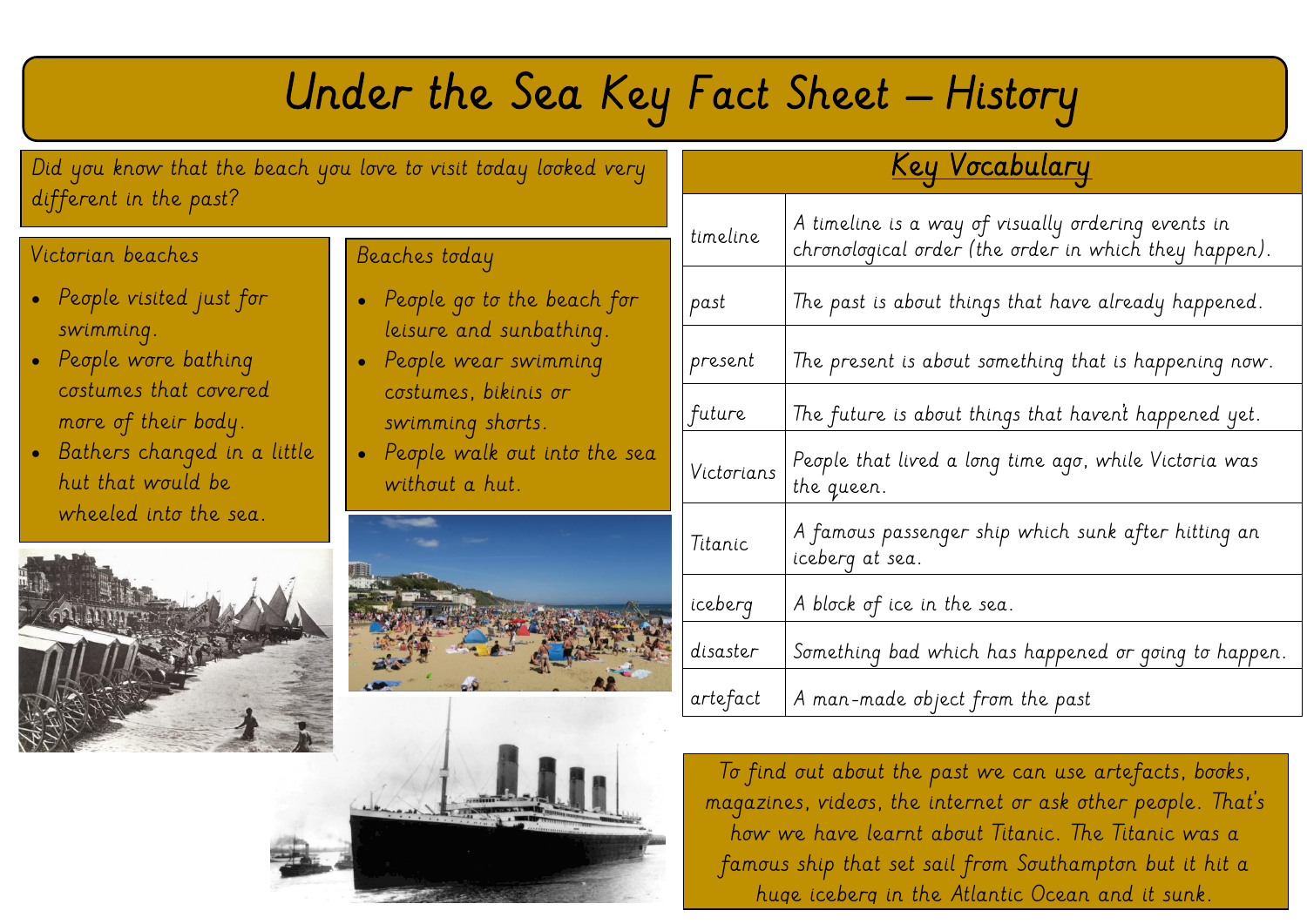# Under the Sea Key Fact Sheet – History

Did you know that the beach you love to visit today looked very different in the past?

### Victorian beaches

- People visited just for swimming.
- People wore bathing costumes that covered more of their body.
- Bathers changed in a little hut that would be wheeled into the sea.

### Beaches today

- People go to the beach for leisure and sunbathing.
- People wear swimming costumes, bikinis or swimming shorts.
- People walk out into the sea without a hut.

## Key Vocabulary

| | |
|---|---|
| timeline | A timeline is a way of visually ordering events in chronological order (the order in which they happen). |
| past | The past is about things that have already happened. |
| present | The present is about something that is happening now. |
| future | The future is about things that haven't happened yet. |
| Victorians | People that lived a long time ago, while Victoria was the queen. |
| Titanic | A famous passenger ship which sunk after hitting an iceberg at sea. |
| iceberg | A block of ice in the sea. |
| disaster | Something bad which has happened or going to happen. |
| artefact | A man-made object from the past |

To find out about the past we can use artefacts, books, magazines, videos, the internet or ask other people. That's how we have learnt about Titanic. The Titanic was a famous ship that set sail from Southampton but it hit a huge iceberg in the Atlantic Ocean and it sunk.